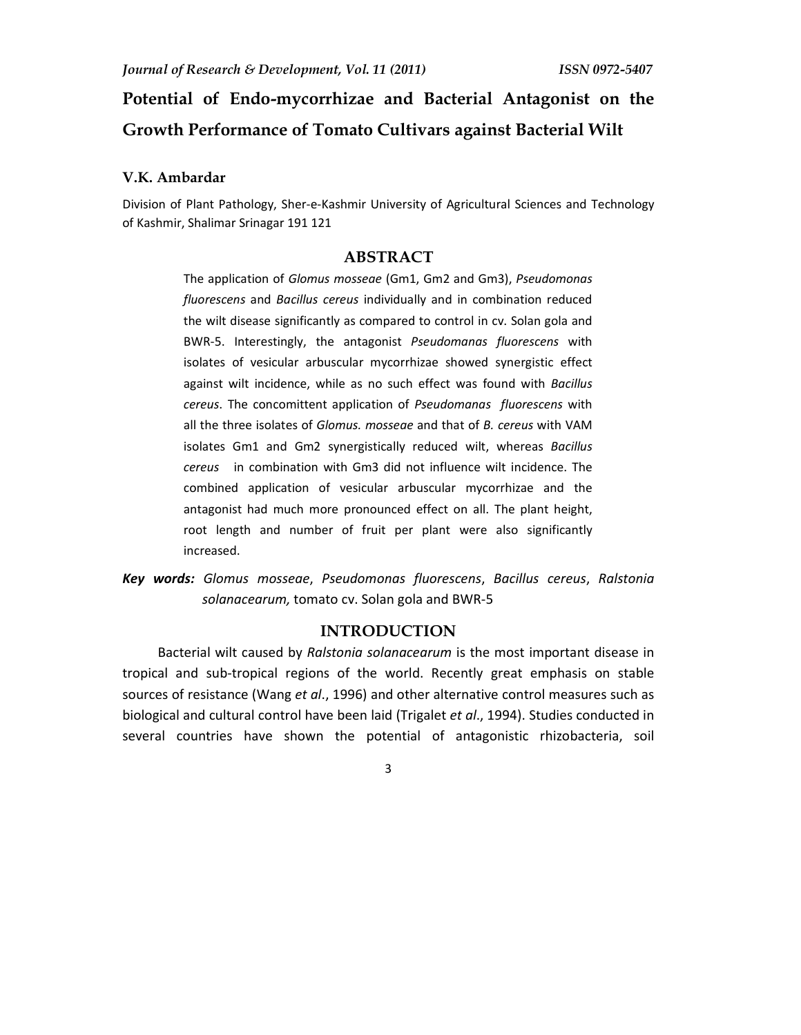# Potential of Endo-mycorrhizae and Bacterial Antagonist on the Growth Performance of Tomato Cultivars against Bacterial Wilt

**V.K. Ambardar**

Division of Plant Pathology, Sher-e-Kashmir University of Agricultural Sciences and Technology of Kashmir, Shalimar Srinagar 191 121

## ABSTRACT

The application of *Glomus mosseae* (Gm1, Gm2 and Gm3), *Pseudomonas fluorescens* and *Bacillus cereus* individually and in combination reduced the wilt disease significantly as compared to control in cv. Solan gola and BWR-5. Interestingly, the antagonist *Pseudomonas fluorescens* with isolates of vesicular arbuscular mycorrhizae showed synergistic effect against wilt incidence, while as no such effect was found with *Bacillus cereus*. The concomittent application of *Pseudomonas fluorescens* with all the three isolates of *Glomus. mosseae* and that of *B. cereus* with VAM isolates Gm1 and Gm2 synergistically reduced wilt, whereas *Bacillus cereus* in combination with Gm3 did not influence wilt incidence. The combined application of vesicular arbuscular mycorrhizae and the antagonist had much more pronounced effect on all. The plant height, root length and number of fruit per plant were also significantly increased.

***Key words:*** *Glomus mosseae*, *Pseudomonas fluorescens*, *Bacillus cereus*, *Ralstonia solanacearum,* tomato cv. Solan gola and BWR-5

## INTRODUCTION

Bacterial wilt caused by *Ralstonia solanacearum* is the most important disease in tropical and sub-tropical regions of the world. Recently great emphasis on stable sources of resistance (Wang *et al*., 1996) and other alternative control measures such as biological and cultural control have been laid (Trigalet *et al*., 1994). Studies conducted in several countries have shown the potential of antagonistic rhizobacteria, soil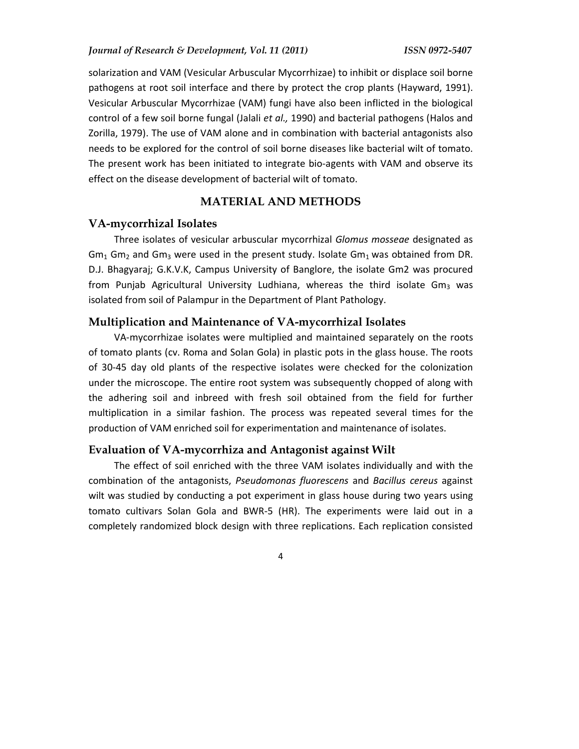solarization and VAM (Vesicular Arbuscular Mycorrhizae) to inhibit or displace soil borne pathogens at root soil interface and there by protect the crop plants (Hayward, 1991). Vesicular Arbuscular Mycorrhizae (VAM) fungi have also been inflicted in the biological control of a few soil borne fungal (Jalali *et al.,* 1990) and bacterial pathogens (Halos and Zorilla, 1979). The use of VAM alone and in combination with bacterial antagonists also needs to be explored for the control of soil borne diseases like bacterial wilt of tomato. The present work has been initiated to integrate bio-agents with VAM and observe its effect on the disease development of bacterial wilt of tomato.

## MATERIAL AND METHODS

### VA-mycorrhizal Isolates

Three isolates of vesicular arbuscular mycorrhizal *Glomus mosseae* designated as $Gm_1$ $Gm_2$ and $Gm_3$ were used in the present study. Isolate $Gm_1$ was obtained from DR. D.J. Bhagyaraj; G.K.V.K, Campus University of Banglore, the isolate Gm2 was procured from Punjab Agricultural University Ludhiana, whereas the third isolate $Gm_3$ was isolated from soil of Palampur in the Department of Plant Pathology.

### Multiplication and Maintenance of VA-mycorrhizal Isolates

VA-mycorrhizae isolates were multiplied and maintained separately on the roots of tomato plants (cv. Roma and Solan Gola) in plastic pots in the glass house. The roots of 30-45 day old plants of the respective isolates were checked for the colonization under the microscope. The entire root system was subsequently chopped of along with the adhering soil and inbreed with fresh soil obtained from the field for further multiplication in a similar fashion. The process was repeated several times for the production of VAM enriched soil for experimentation and maintenance of isolates.

### Evaluation of VA-mycorrhiza and Antagonist against Wilt

The effect of soil enriched with the three VAM isolates individually and with the combination of the antagonists, *Pseudomonas fluorescens* and *Bacillus cereus* against wilt was studied by conducting a pot experiment in glass house during two years using tomato cultivars Solan Gola and BWR-5 (HR). The experiments were laid out in a completely randomized block design with three replications. Each replication consisted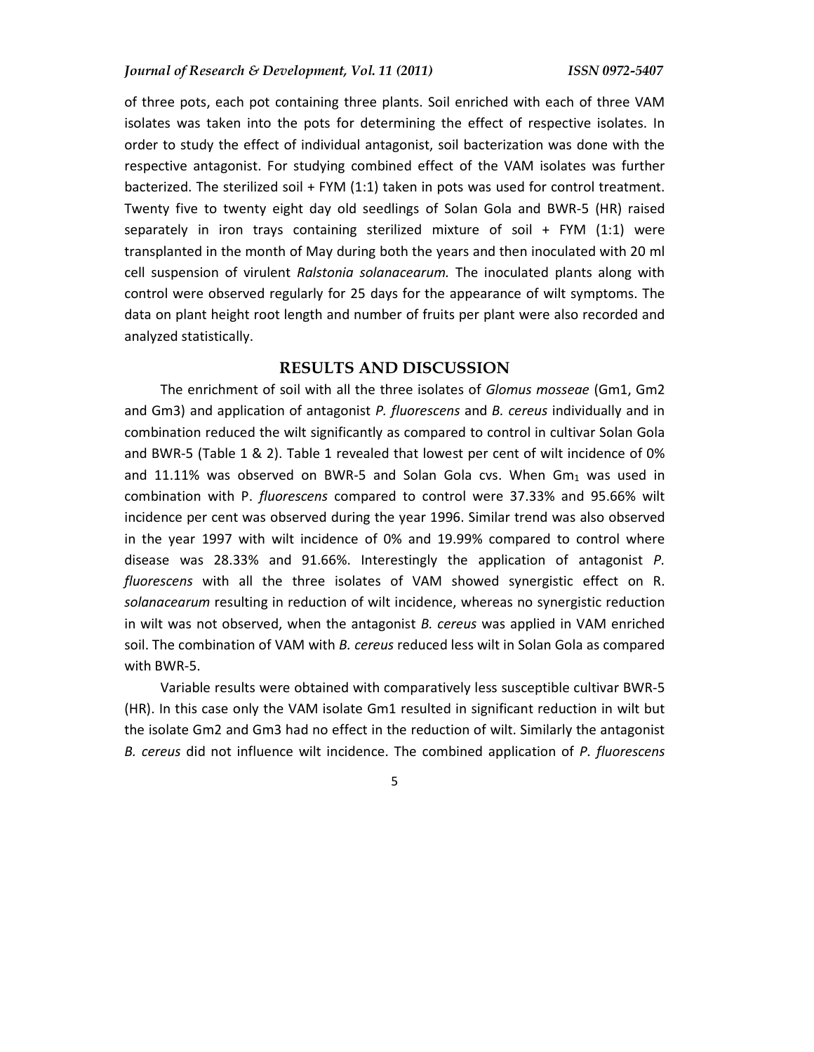of three pots, each pot containing three plants. Soil enriched with each of three VAM isolates was taken into the pots for determining the effect of respective isolates. In order to study the effect of individual antagonist, soil bacterization was done with the respective antagonist. For studying combined effect of the VAM isolates was further bacterized. The sterilized soil + FYM (1:1) taken in pots was used for control treatment. Twenty five to twenty eight day old seedlings of Solan Gola and BWR-5 (HR) raised separately in iron trays containing sterilized mixture of soil + FYM (1:1) were transplanted in the month of May during both the years and then inoculated with 20 ml cell suspension of virulent *Ralstonia solanacearum.* The inoculated plants along with control were observed regularly for 25 days for the appearance of wilt symptoms. The data on plant height root length and number of fruits per plant were also recorded and analyzed statistically.

## RESULTS AND DISCUSSION

The enrichment of soil with all the three isolates of *Glomus mosseae* (Gm1, Gm2 and Gm3) and application of antagonist *P. fluorescens* and *B. cereus* individually and in combination reduced the wilt significantly as compared to control in cultivar Solan Gola and BWR-5 (Table 1 & 2). Table 1 revealed that lowest per cent of wilt incidence of 0% and 11.11% was observed on BWR-5 and Solan Gola cvs. When $Gm_1$ was used in combination with P. *fluorescens* compared to control were 37.33% and 95.66% wilt incidence per cent was observed during the year 1996. Similar trend was also observed in the year 1997 with wilt incidence of 0% and 19.99% compared to control where disease was 28.33% and 91.66%. Interestingly the application of antagonist *P. fluorescens* with all the three isolates of VAM showed synergistic effect on R. *solanacearum* resulting in reduction of wilt incidence, whereas no synergistic reduction in wilt was not observed, when the antagonist *B. cereus* was applied in VAM enriched soil. The combination of VAM with *B. cereus* reduced less wilt in Solan Gola as compared with BWR-5.

Variable results were obtained with comparatively less susceptible cultivar BWR-5 (HR). In this case only the VAM isolate Gm1 resulted in significant reduction in wilt but the isolate Gm2 and Gm3 had no effect in the reduction of wilt. Similarly the antagonist *B. cereus* did not influence wilt incidence. The combined application of *P. fluorescens*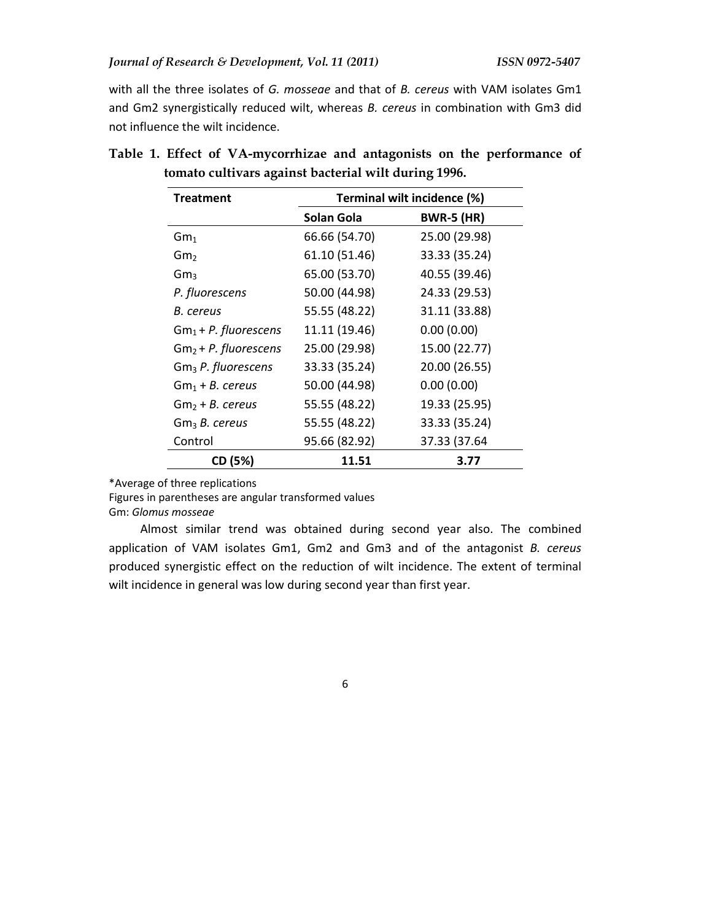with all the three isolates of *G. mosseae* and that of *B. cereus* with VAM isolates Gm1 and Gm2 synergistically reduced wilt, whereas *B. cereus* in combination with Gm3 did not influence the wilt incidence.

**Table 1. Effect of VA-mycorrhizae and antagonists on the performance of tomato cultivars against bacterial wilt during 1996.**

| Treatment | Terminal wilt incidence (%) | |
|---|---|---|
| | **Solan Gola** | **BWR-5 (HR)** |
| $Gm_1$ | 66.66 (54.70) | 25.00 (29.98) |
| $Gm_2$ | 61.10 (51.46) | 33.33 (35.24) |
| $Gm_3$ | 65.00 (53.70) | 40.55 (39.46) |
| *P. fluorescens* | 50.00 (44.98) | 24.33 (29.53) |
| *B. cereus* | 55.55 (48.22) | 31.11 (33.88) |
| $Gm_1$ + *P. fluorescens* | 11.11 (19.46) | 0.00 (0.00) |
| $Gm_2$ + *P. fluorescens* | 25.00 (29.98) | 15.00 (22.77) |
| $Gm_3$ *P. fluorescens* | 33.33 (35.24) | 20.00 (26.55) |
| $Gm_1$ + *B. cereus* | 50.00 (44.98) | 0.00 (0.00) |
| $Gm_2$ + *B. cereus* | 55.55 (48.22) | 19.33 (25.95) |
| $Gm_3$ *B. cereus* | 55.55 (48.22) | 33.33 (35.24) |
| Control | 95.66 (82.92) | 37.33 (37.64 |
| **CD (5%)** | **11.51** | **3.77** |

*Average of three replications
Figures in parentheses are angular transformed values
Gm: *Glomus mosseae*

Almost similar trend was obtained during second year also. The combined application of VAM isolates Gm1, Gm2 and Gm3 and of the antagonist *B. cereus* produced synergistic effect on the reduction of wilt incidence. The extent of terminal wilt incidence in general was low during second year than first year.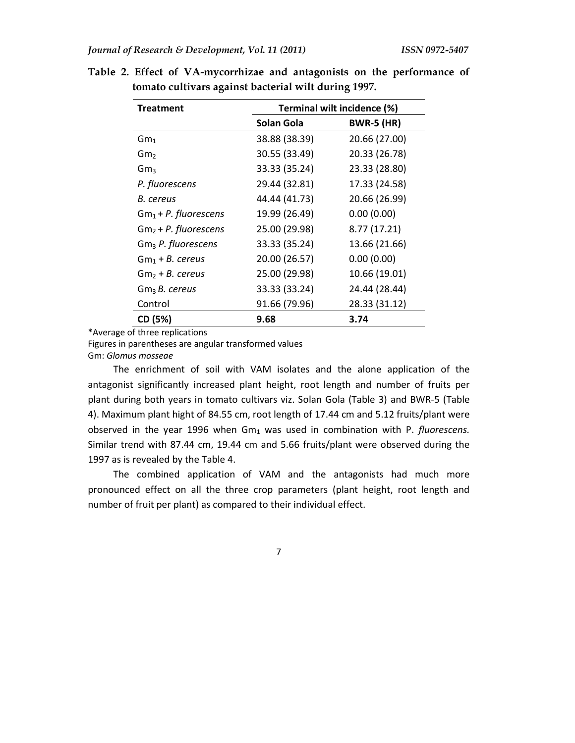**Table 2. Effect of VA-mycorrhizae and antagonists on the performance of tomato cultivars against bacterial wilt during 1997.**

| Treatment | Terminal wilt incidence (%) | |
|---|---|---|
| | **Solan Gola** | **BWR-5 (HR)** |
| $Gm_1$ | 38.88 (38.39) | 20.66 (27.00) |
| $Gm_2$ | 30.55 (33.49) | 20.33 (26.78) |
| $Gm_3$ | 33.33 (35.24) | 23.33 (28.80) |
| *P. fluorescens* | 29.44 (32.81) | 17.33 (24.58) |
| *B. cereus* | 44.44 (41.73) | 20.66 (26.99) |
| $Gm_1$ + *P. fluorescens* | 19.99 (26.49) | 0.00 (0.00) |
| $Gm_2$ + *P. fluorescens* | 25.00 (29.98) | 8.77 (17.21) |
| $Gm_3$ *P. fluorescens* | 33.33 (35.24) | 13.66 (21.66) |
| $Gm_1$ + *B. cereus* | 20.00 (26.57) | 0.00 (0.00) |
| $Gm_2$ + *B. cereus* | 25.00 (29.98) | 10.66 (19.01) |
| $Gm_3$ *B. cereus* | 33.33 (33.24) | 24.44 (28.44) |
| Control | 91.66 (79.96) | 28.33 (31.12) |
| **CD (5%)** | **9.68** | **3.74** |

*Average of three replications

Figures in parentheses are angular transformed values

Gm: *Glomus mosseae*

The enrichment of soil with VAM isolates and the alone application of the antagonist significantly increased plant height, root length and number of fruits per plant during both years in tomato cultivars viz. Solan Gola (Table 3) and BWR-5 (Table 4). Maximum plant hight of 84.55 cm, root length of 17.44 cm and 5.12 fruits/plant were observed in the year 1996 when $Gm_1$ was used in combination with P. *fluorescens.* Similar trend with 87.44 cm, 19.44 cm and 5.66 fruits/plant were observed during the 1997 as is revealed by the Table 4.

The combined application of VAM and the antagonists had much more pronounced effect on all the three crop parameters (plant height, root length and number of fruit per plant) as compared to their individual effect.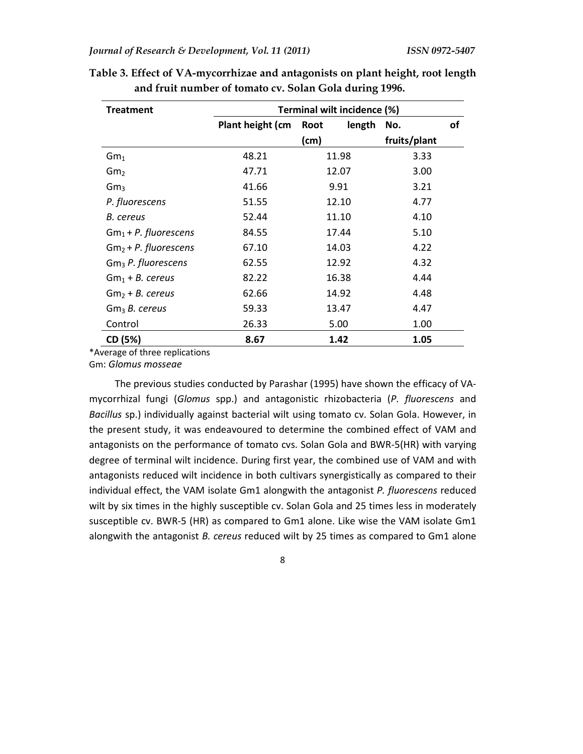**Table 3. Effect of VA-mycorrhizae and antagonists on plant height, root length and fruit number of tomato cv. Solan Gola during 1996.**

| Treatment | Terminal wilt incidence (%) | | |
|---|---|---|---|
| | Plant height (cm | Root length (cm) | No. of fruits/plant |
| $Gm_1$ | 48.21 | 11.98 | 3.33 |
| $Gm_2$ | 47.71 | 12.07 | 3.00 |
| $Gm_3$ | 41.66 | 9.91 | 3.21 |
| *P. fluorescens* | 51.55 | 12.10 | 4.77 |
| *B. cereus* | 52.44 | 11.10 | 4.10 |
| $Gm_1$ + *P. fluorescens* | 84.55 | 17.44 | 5.10 |
| $Gm_2$ + *P. fluorescens* | 67.10 | 14.03 | 4.22 |
| $Gm_3$ *P. fluorescens* | 62.55 | 12.92 | 4.32 |
| $Gm_1$ + *B. cereus* | 82.22 | 16.38 | 4.44 |
| $Gm_2$ + *B. cereus* | 62.66 | 14.92 | 4.48 |
| $Gm_3$ *B. cereus* | 59.33 | 13.47 | 4.47 |
| Control | 26.33 | 5.00 | 1.00 |
| **CD (5%)** | **8.67** | **1.42** | **1.05** |

*Average of three replications
Gm: *Glomus mosseae*

The previous studies conducted by Parashar (1995) have shown the efficacy of VA-mycorrhizal fungi (*Glomus* spp.) and antagonistic rhizobacteria (*P. fluorescens* and *Bacillus* sp.) individually against bacterial wilt using tomato cv. Solan Gola. However, in the present study, it was endeavoured to determine the combined effect of VAM and antagonists on the performance of tomato cvs. Solan Gola and BWR-5(HR) with varying degree of terminal wilt incidence. During first year, the combined use of VAM and with antagonists reduced wilt incidence in both cultivars synergistically as compared to their individual effect, the VAM isolate Gm1 alongwith the antagonist *P. fluorescens* reduced wilt by six times in the highly susceptible cv. Solan Gola and 25 times less in moderately susceptible cv. BWR-5 (HR) as compared to Gm1 alone. Like wise the VAM isolate Gm1 alongwith the antagonist *B. cereus* reduced wilt by 25 times as compared to Gm1 alone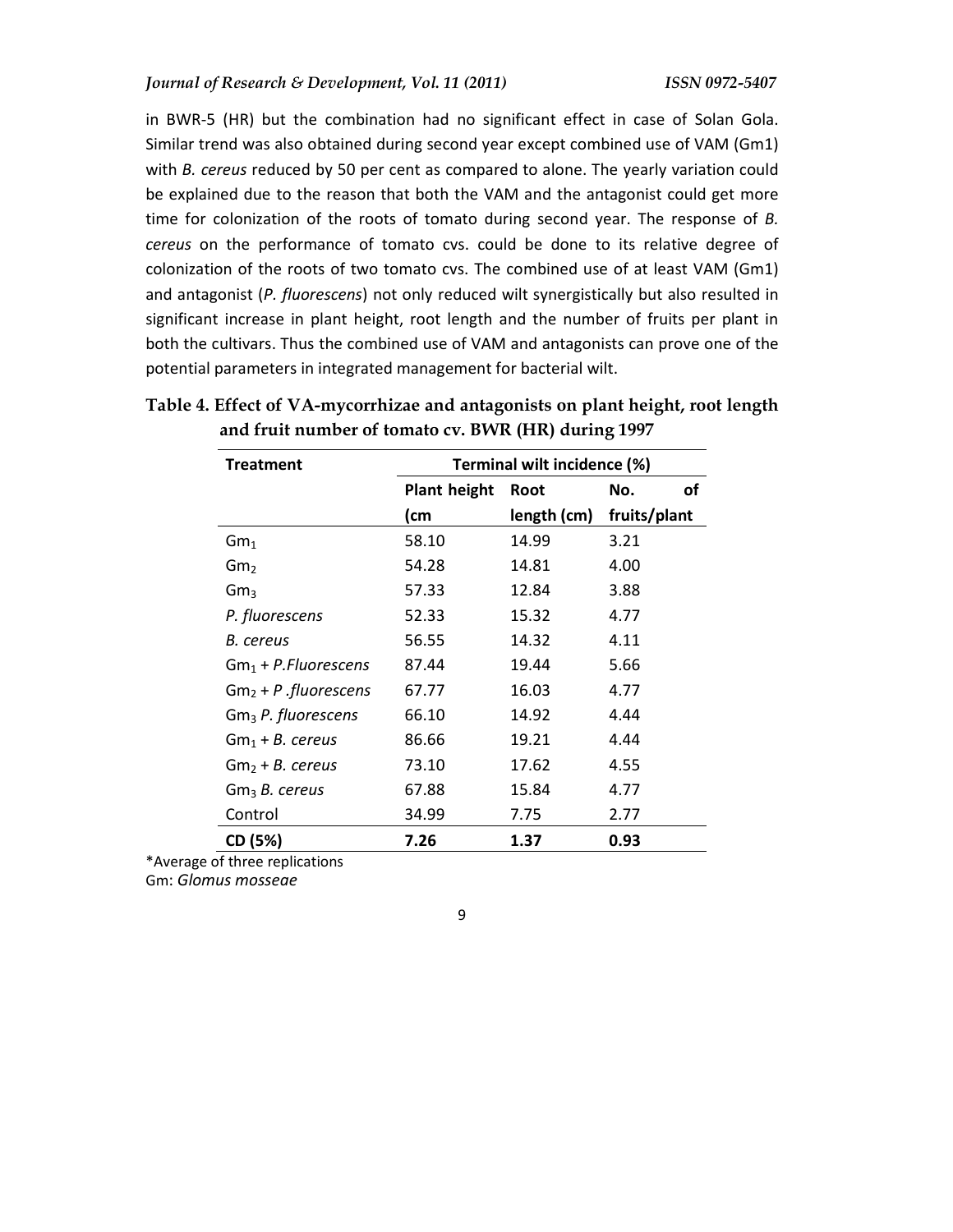in BWR-5 (HR) but the combination had no significant effect in case of Solan Gola. Similar trend was also obtained during second year except combined use of VAM (Gm1) with *B. cereus* reduced by 50 per cent as compared to alone. The yearly variation could be explained due to the reason that both the VAM and the antagonist could get more time for colonization of the roots of tomato during second year. The response of *B. cereus* on the performance of tomato cvs. could be done to its relative degree of colonization of the roots of two tomato cvs. The combined use of at least VAM (Gm1) and antagonist (*P. fluorescens*) not only reduced wilt synergistically but also resulted in significant increase in plant height, root length and the number of fruits per plant in both the cultivars. Thus the combined use of VAM and antagonists can prove one of the potential parameters in integrated management for bacterial wilt.

**Table 4. Effect of VA-mycorrhizae and antagonists on plant height, root length and fruit number of tomato cv. BWR (HR) during 1997**

| Treatment | Terminal wilt incidence (%) | | |
|---|---|---|---|
| | Plant height (cm | Root length (cm) | No. of fruits/plant |
| $Gm_1$ | 58.10 | 14.99 | 3.21 |
| $Gm_2$ | 54.28 | 14.81 | 4.00 |
| $Gm_3$ | 57.33 | 12.84 | 3.88 |
| *P. fluorescens* | 52.33 | 15.32 | 4.77 |
| *B. cereus* | 56.55 | 14.32 | 4.11 |
| $Gm_1$ + *P.Fluorescens* | 87.44 | 19.44 | 5.66 |
| $Gm_2$ + *P .fluorescens* | 67.77 | 16.03 | 4.77 |
| $Gm_3$ *P. fluorescens* | 66.10 | 14.92 | 4.44 |
| $Gm_1$ + *B. cereus* | 86.66 | 19.21 | 4.44 |
| $Gm_2$ + *B. cereus* | 73.10 | 17.62 | 4.55 |
| $Gm_3$ *B. cereus* | 67.88 | 15.84 | 4.77 |
| Control | 34.99 | 7.75 | 2.77 |
| **CD (5%)** | **7.26** | **1.37** | **0.93** |

*Average of three replications
Gm: *Glomus mosseae*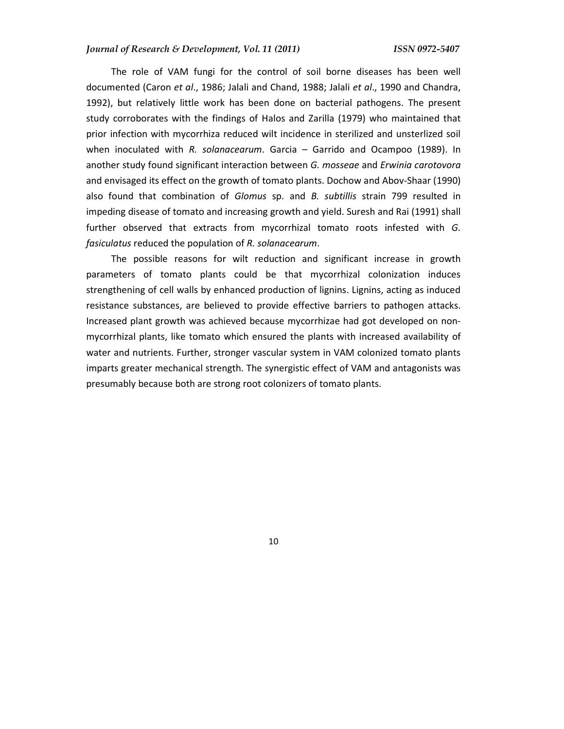The role of VAM fungi for the control of soil borne diseases has been well documented (Caron *et al*., 1986; Jalali and Chand, 1988; Jalali *et al*., 1990 and Chandra, 1992), but relatively little work has been done on bacterial pathogens. The present study corroborates with the findings of Halos and Zarilla (1979) who maintained that prior infection with mycorrhiza reduced wilt incidence in sterilized and unsterlized soil when inoculated with *R. solanacearum*. Garcia – Garrido and Ocampoo (1989). In another study found significant interaction between *G. mosseae* and *Erwinia carotovora* and envisaged its effect on the growth of tomato plants. Dochow and Abov-Shaar (1990) also found that combination of *Glomus* sp. and *B. subtillis* strain 799 resulted in impeding disease of tomato and increasing growth and yield. Suresh and Rai (1991) shall further observed that extracts from mycorrhizal tomato roots infested with *G. fasiculatus* reduced the population of *R. solanacearum*.

The possible reasons for wilt reduction and significant increase in growth parameters of tomato plants could be that mycorrhizal colonization induces strengthening of cell walls by enhanced production of lignins. Lignins, acting as induced resistance substances, are believed to provide effective barriers to pathogen attacks. Increased plant growth was achieved because mycorrhizae had got developed on non-mycorrhizal plants, like tomato which ensured the plants with increased availability of water and nutrients. Further, stronger vascular system in VAM colonized tomato plants imparts greater mechanical strength. The synergistic effect of VAM and antagonists was presumably because both are strong root colonizers of tomato plants.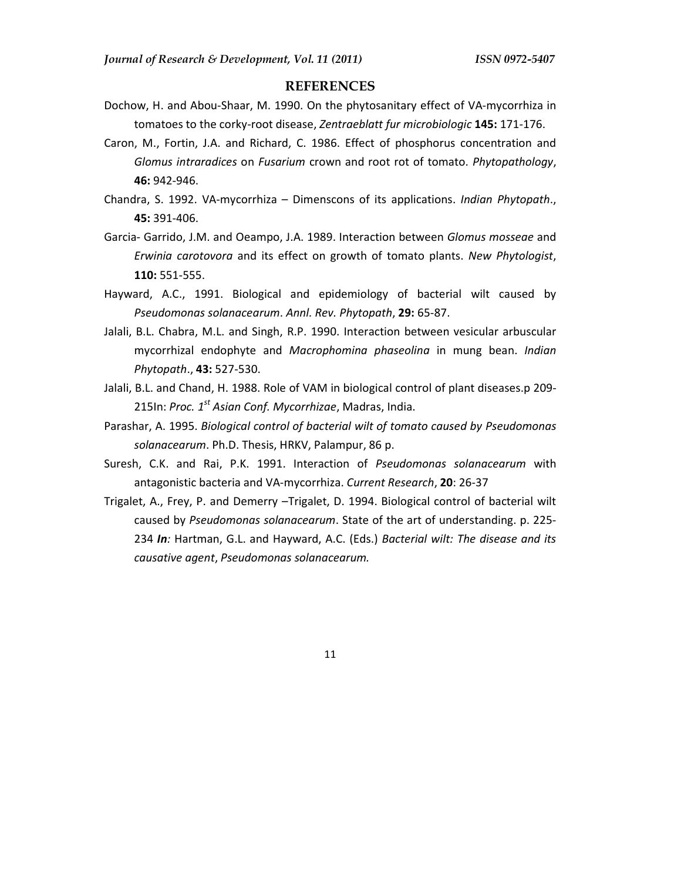## REFERENCES

Dochow, H. and Abou-Shaar, M. 1990. On the phytosanitary effect of VA-mycorrhiza in tomatoes to the corky-root disease, *Zentraeblatt fur microbiologic* **145:** 171-176.

Caron, M., Fortin, J.A. and Richard, C. 1986. Effect of phosphorus concentration and *Glomus intraradices* on *Fusarium* crown and root rot of tomato. *Phytopathology*, **46:** 942-946.

Chandra, S. 1992. VA-mycorrhiza – Dimenscons of its applications. *Indian Phytopath*., **45:** 391-406.

Garcia- Garrido, J.M. and Oeampo, J.A. 1989. Interaction between *Glomus mosseae* and *Erwinia carotovora* and its effect on growth of tomato plants. *New Phytologist*, **110:** 551-555.

Hayward, A.C., 1991. Biological and epidemiology of bacterial wilt caused by *Pseudomonas solanacearum*. *Annl. Rev. Phytopath*, **29:** 65-87.

Jalali, B.L. Chabra, M.L. and Singh, R.P. 1990. Interaction between vesicular arbuscular mycorrhizal endophyte and *Macrophomina phaseolina* in mung bean. *Indian Phytopath*., **43:** 527-530.

Jalali, B.L. and Chand, H. 1988. Role of VAM in biological control of plant diseases.p 209-215In: *Proc. 1st Asian Conf. Mycorrhizae*, Madras, India.

Parashar, A. 1995. *Biological control of bacterial wilt of tomato caused by Pseudomonas solanacearum*. Ph.D. Thesis, HRKV, Palampur, 86 p.

Suresh, C.K. and Rai, P.K. 1991. Interaction of *Pseudomonas solanacearum* with antagonistic bacteria and VA-mycorrhiza. *Current Research*, **20**: 26-37

Trigalet, A., Frey, P. and Demerry –Trigalet, D. 1994. Biological control of bacterial wilt caused by *Pseudomonas solanacearum*. State of the art of understanding. p. 225-234 ***In**:* Hartman, G.L. and Hayward, A.C. (Eds.) *Bacterial wilt: The disease and its causative agent*, *Pseudomonas solanacearum.*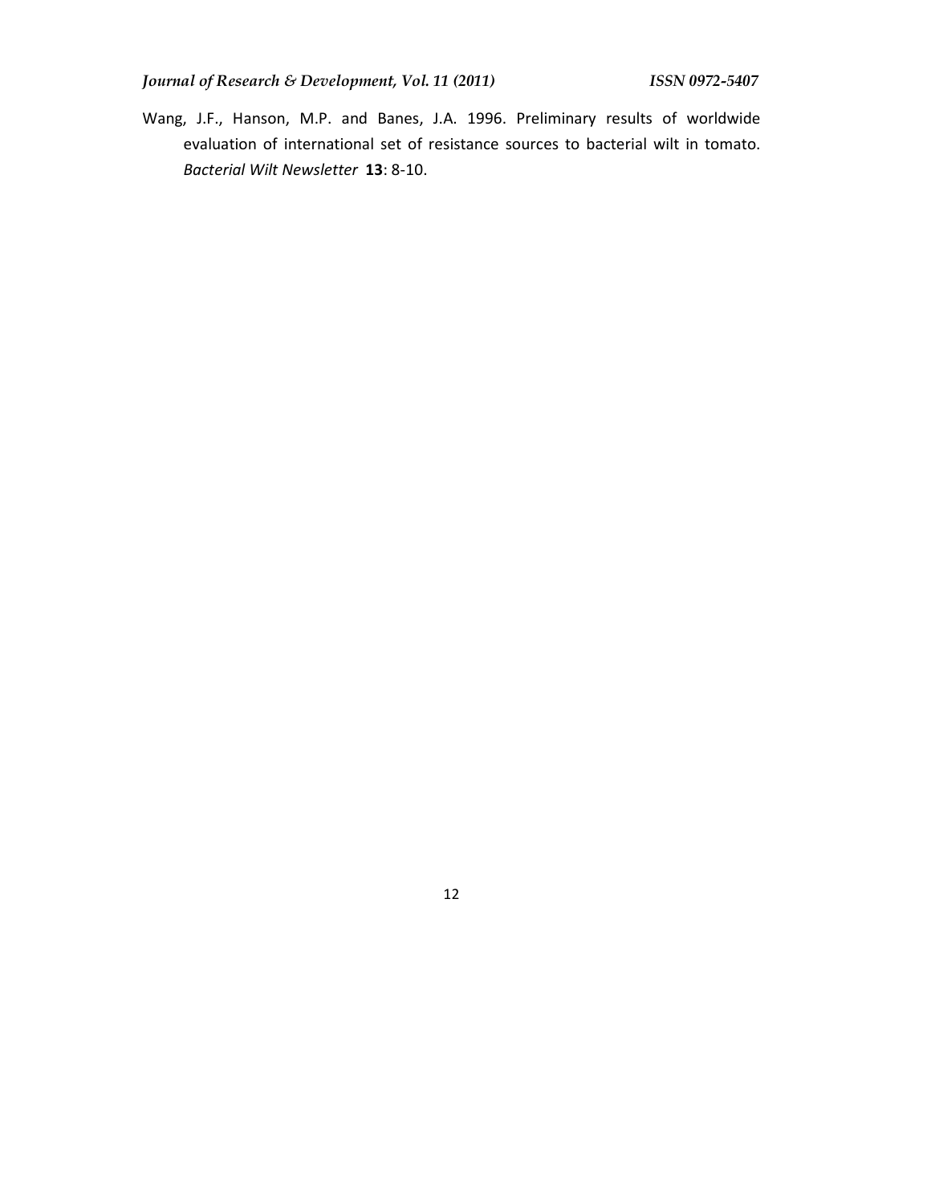Wang, J.F., Hanson, M.P. and Banes, J.A. 1996. Preliminary results of worldwide evaluation of international set of resistance sources to bacterial wilt in tomato. *Bacterial Wilt Newsletter* **13**: 8-10.